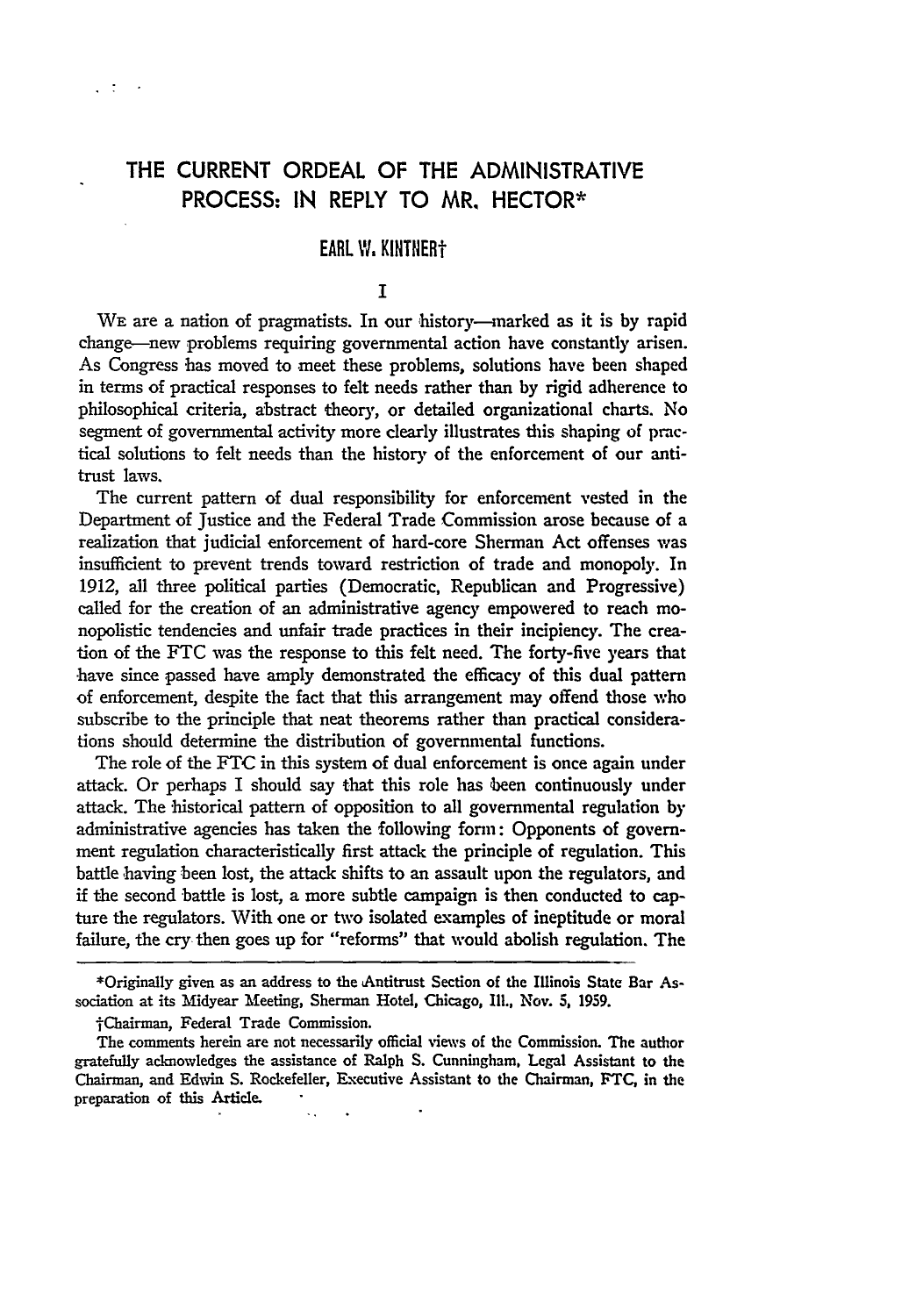# THE CURRENT ORDEAL OF THE ADMINISTRATIVE PROCESS: IN REPLY TO MR. HECTOR*

EARL W. KINTNER†

## I

WE are a nation of pragmatists. In our history—marked as it is by rapid change—new problems requiring governmental action have constantly arisen. As Congress has moved to meet these problems, solutions have been shaped in terms of practical responses to felt needs rather than by rigid adherence to philosophical criteria, abstract theory, or detailed organizational charts. No segment of governmental activity more clearly illustrates this shaping of practical solutions to felt needs than the history of the enforcement of our antitrust laws.

The current pattern of dual responsibility for enforcement vested in the Department of Justice and the Federal Trade Commission arose because of a realization that judicial enforcement of hard-core Sherman Act offenses was insufficient to prevent trends toward restriction of trade and monopoly. In 1912, all three political parties (Democratic, Republican and Progressive) called for the creation of an administrative agency empowered to reach monopolistic tendencies and unfair trade practices in their incipiency. The creation of the FTC was the response to this felt need. The forty-five years that have since passed have amply demonstrated the efficacy of this dual pattern of enforcement, despite the fact that this arrangement may offend those who subscribe to the principle that neat theorems rather than practical considerations should determine the distribution of governmental functions.

The role of the FTC in this system of dual enforcement is once again under attack. Or perhaps I should say that this role has been continuously under attack. The historical pattern of opposition to all governmental regulation by administrative agencies has taken the following form: Opponents of government regulation characteristically first attack the principle of regulation. This battle having been lost, the attack shifts to an assault upon the regulators, and if the second battle is lost, a more subtle campaign is then conducted to capture the regulators. With one or two isolated examples of ineptitude or moral failure, the cry then goes up for "reforms" that would abolish regulation. The

---

*Originally given as an address to the Antitrust Section of the Illinois State Bar Association at its Midyear Meeting, Sherman Hotel, Chicago, Ill., Nov. 5, 1959.

†Chairman, Federal Trade Commission.

The comments herein are not necessarily official views of the Commission. The author gratefully acknowledges the assistance of Ralph S. Cunningham, Legal Assistant to the Chairman, and Edwin S. Rockefeller, Executive Assistant to the Chairman, FTC, in the preparation of this Article.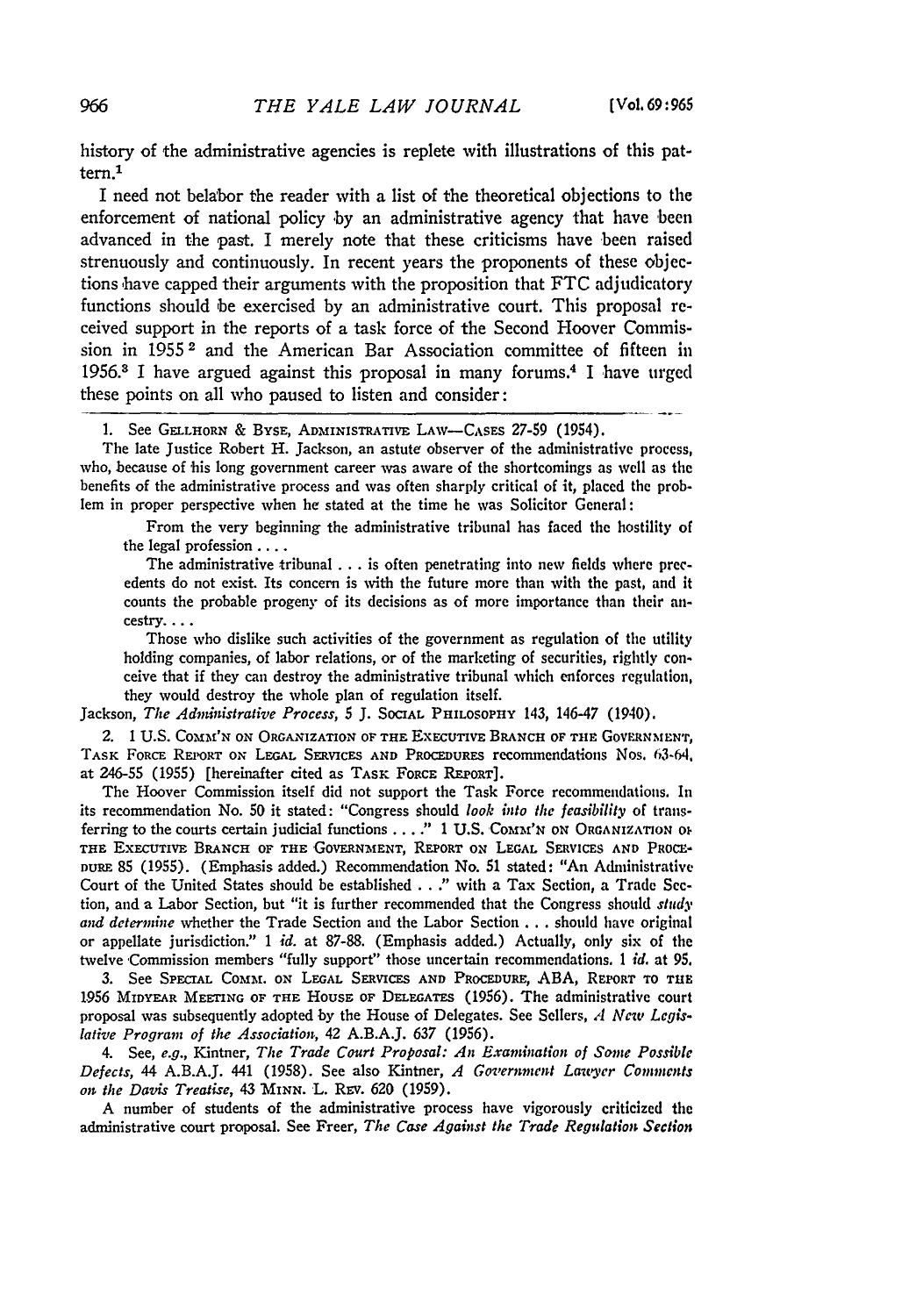history of the administrative agencies is replete with illustrations of this pattern.[1]

I need not belabor the reader with a list of the theoretical objections to the enforcement of national policy by an administrative agency that have been advanced in the past. I merely note that these criticisms have been raised strenuously and continuously. In recent years the proponents of these objections have capped their arguments with the proposition that FTC adjudicatory functions should be exercised by an administrative court. This proposal received support in the reports of a task force of the Second Hoover Commission in 1955[2] and the American Bar Association committee of fifteen in 1956.[3] I have argued against this proposal in many forums.[4] I have urged these points on all who paused to listen and consider:

---

1. See Gellhorn & Byse, Administrative Law—Cases 27-59 (1954).

The late Justice Robert H. Jackson, an astute observer of the administrative process, who, because of his long government career was aware of the shortcomings as well as the benefits of the administrative process and was often sharply critical of it, placed the problem in proper perspective when he stated at the time he was Solicitor General:

> From the very beginning the administrative tribunal has faced the hostility of the legal profession . . . .
>
> The administrative tribunal . . . is often penetrating into new fields where precedents do not exist. Its concern is with the future more than with the past, and it counts the probable progeny of its decisions as of more importance than their ancestry. . . .
>
> Those who dislike such activities of the government as regulation of the utility holding companies, of labor relations, or of the marketing of securities, rightly conceive that if they can destroy the administrative tribunal which enforces regulation, they would destroy the whole plan of regulation itself.

Jackson, *The Administrative Process*, 5 J. Social Philosophy 143, 146-47 (1940).

2. 1 U.S. Comm'n on Organization of the Executive Branch of the Government, Task Force Report on Legal Services and Procedures recommendations Nos. 63-64, at 246-55 (1955) [hereinafter cited as Task Force Report].

The Hoover Commission itself did not support the Task Force recommendations. In its recommendation No. 50 it stated: "Congress should *look into the feasibility* of transferring to the courts certain judicial functions . . . ." 1 U.S. Comm'n on Organization of the Executive Branch of the Government, Report on Legal Services and Procedure 85 (1955). (Emphasis added.) Recommendation No. 51 stated: "An Administrative Court of the United States should be established . . ." with a Tax Section, a Trade Section, and a Labor Section, but "it is further recommended that the Congress should *study and determine* whether the Trade Section and the Labor Section . . . should have original or appellate jurisdiction." 1 *id.* at 87-88. (Emphasis added.) Actually, only six of the twelve Commission members "fully support" those uncertain recommendations. 1 *id.* at 95.

3. See Special Comm. on Legal Services and Procedure, ABA, Report to the 1956 Midyear Meeting of the House of Delegates (1956). The administrative court proposal was subsequently adopted by the House of Delegates. See Sellers, *A New Legislative Program of the Association*, 42 A.B.A.J. 637 (1956).

4. See, *e.g.*, Kintner, *The Trade Court Proposal: An Examination of Some Possible Defects*, 44 A.B.A.J. 441 (1958). See also Kintner, *A Government Lawyer Comments on the Davis Treatise*, 43 Minn. L. Rev. 620 (1959).

A number of students of the administrative process have vigorously criticized the administrative court proposal. See Freer, *The Case Against the Trade Regulation Section*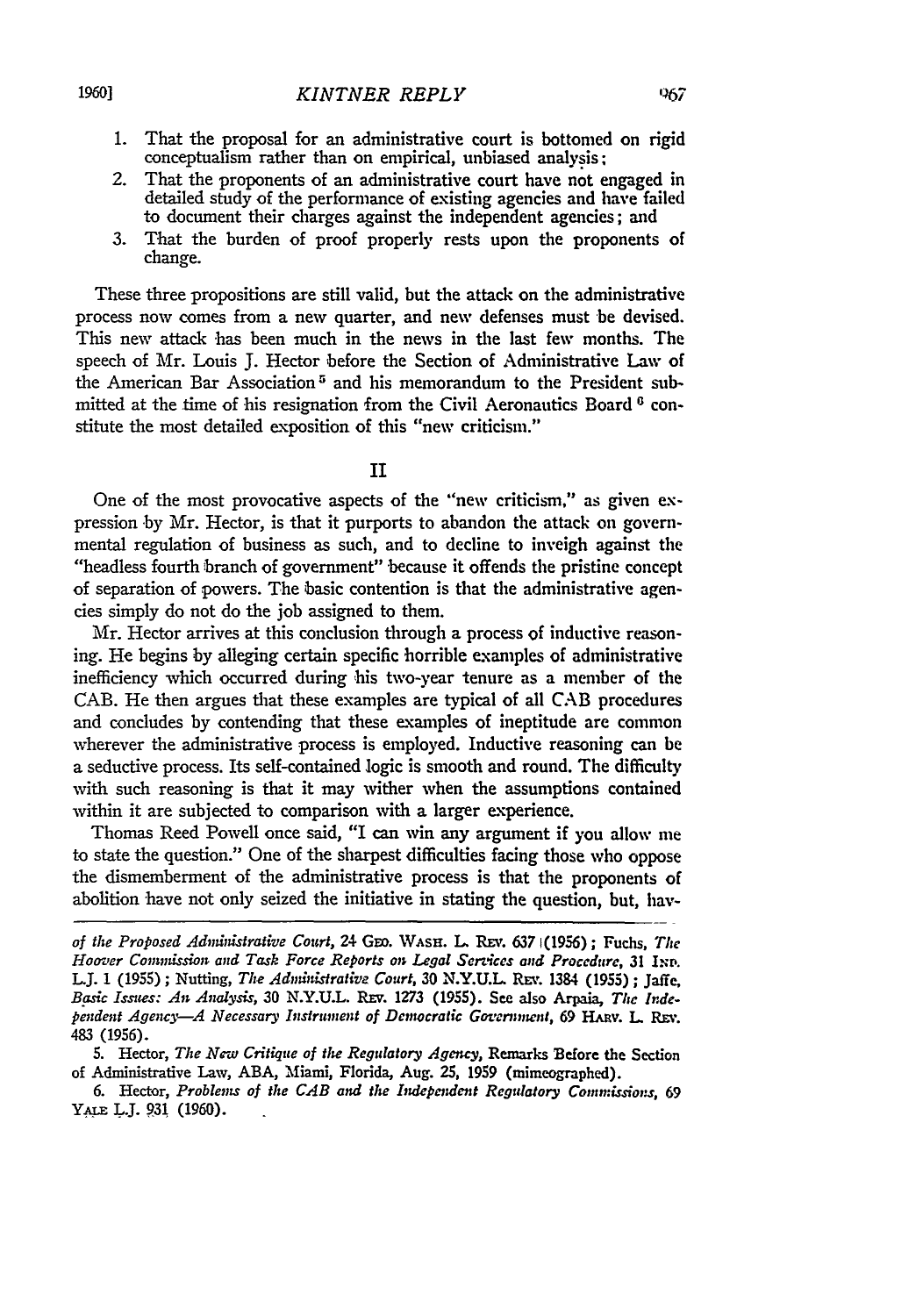1. That the proposal for an administrative court is bottomed on rigid conceptualism rather than on empirical, unbiased analysis;
2. That the proponents of an administrative court have not engaged in detailed study of the performance of existing agencies and have failed to document their charges against the independent agencies; and
3. That the burden of proof properly rests upon the proponents of change.

These three propositions are still valid, but the attack on the administrative process now comes from a new quarter, and new defenses must be devised. This new attack has been much in the news in the last few months. The speech of Mr. Louis J. Hector before the Section of Administrative Law of the American Bar Association[5] and his memorandum to the President submitted at the time of his resignation from the Civil Aeronautics Board[6] constitute the most detailed exposition of this "new criticism."

## II

One of the most provocative aspects of the "new criticism," as given expression by Mr. Hector, is that it purports to abandon the attack on governmental regulation of business as such, and to decline to inveigh against the "headless fourth branch of government" because it offends the pristine concept of separation of powers. The basic contention is that the administrative agencies simply do not do the job assigned to them.

Mr. Hector arrives at this conclusion through a process of inductive reasoning. He begins by alleging certain specific horrible examples of administrative inefficiency which occurred during his two-year tenure as a member of the CAB. He then argues that these examples are typical of all CAB procedures and concludes by contending that these examples of ineptitude are common wherever the administrative process is employed. Inductive reasoning can be a seductive process. Its self-contained logic is smooth and round. The difficulty with such reasoning is that it may wither when the assumptions contained within it are subjected to comparison with a larger experience.

Thomas Reed Powell once said, "I can win any argument if you allow me to state the question." One of the sharpest difficulties facing those who oppose the dismemberment of the administrative process is that the proponents of abolition have not only seized the initiative in stating the question, but, hav-

---

*of the Proposed Administrative Court*, 24 Geo. Wash. L. Rev. 637 (1956); Fuchs, *The Hoover Commission and Task Force Reports on Legal Services and Procedure*, 31 Ind. L.J. 1 (1955); Nutting, *The Administrative Court*, 30 N.Y.U.L. Rev. 1384 (1955); Jaffe, *Basic Issues: An Analysis*, 30 N.Y.U.L. Rev. 1273 (1955). See also Arpaia, *The Independent Agency—A Necessary Instrument of Democratic Government*, 69 Harv. L. Rev. 483 (1956).

5. Hector, *The New Critique of the Regulatory Agency*, Remarks Before the Section of Administrative Law, ABA, Miami, Florida, Aug. 25, 1959 (mimeographed).

6. Hector, *Problems of the CAB and the Independent Regulatory Commissions*, 69 Yale L.J. 931 (1960).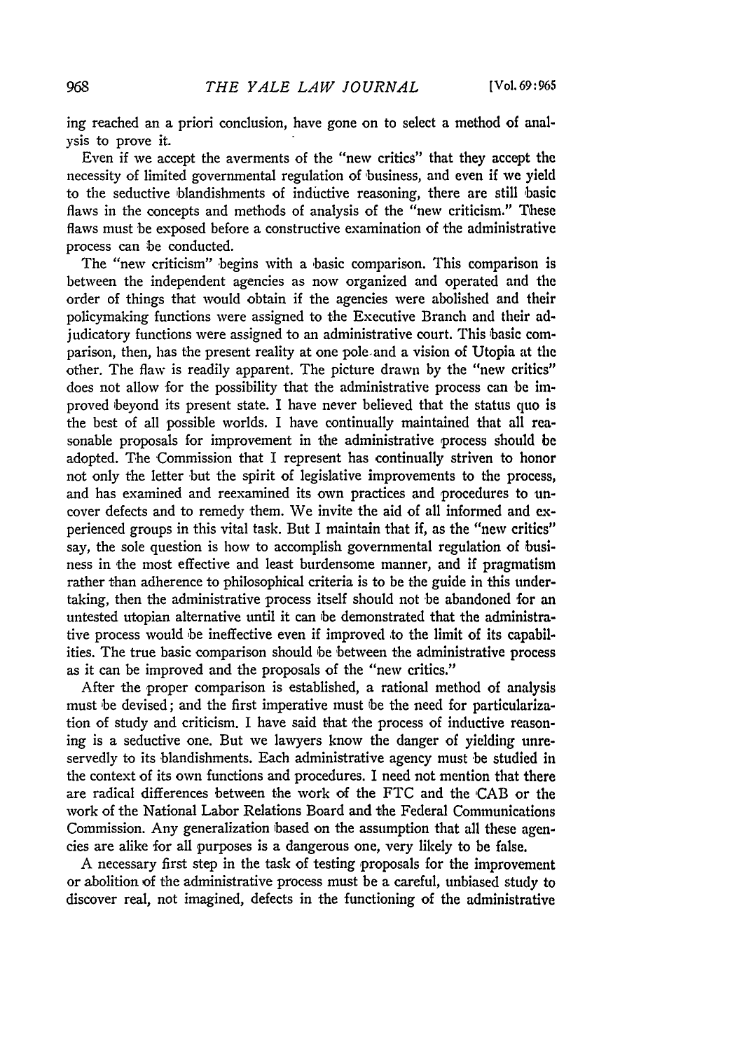ing reached an a priori conclusion, have gone on to select a method of analysis to prove it.

Even if we accept the averments of the "new critics" that they accept the necessity of limited governmental regulation of business, and even if we yield to the seductive blandishments of inductive reasoning, there are still basic flaws in the concepts and methods of analysis of the "new criticism." These flaws must be exposed before a constructive examination of the administrative process can be conducted.

The "new criticism" begins with a basic comparison. This comparison is between the independent agencies as now organized and operated and the order of things that would obtain if the agencies were abolished and their policymaking functions were assigned to the Executive Branch and their adjudicatory functions were assigned to an administrative court. This basic comparison, then, has the present reality at one pole and a vision of Utopia at the other. The flaw is readily apparent. The picture drawn by the "new critics" does not allow for the possibility that the administrative process can be improved beyond its present state. I have never believed that the status quo is the best of all possible worlds. I have continually maintained that all reasonable proposals for improvement in the administrative process should be adopted. The Commission that I represent has continually striven to honor not only the letter but the spirit of legislative improvements to the process, and has examined and reexamined its own practices and procedures to uncover defects and to remedy them. We invite the aid of all informed and experienced groups in this vital task. But I maintain that if, as the "new critics" say, the sole question is how to accomplish governmental regulation of business in the most effective and least burdensome manner, and if pragmatism rather than adherence to philosophical criteria is to be the guide in this undertaking, then the administrative process itself should not be abandoned for an untested utopian alternative until it can be demonstrated that the administrative process would be ineffective even if improved to the limit of its capabilities. The true basic comparison should be between the administrative process as it can be improved and the proposals of the "new critics."

After the proper comparison is established, a rational method of analysis must be devised; and the first imperative must be the need for particularization of study and criticism. I have said that the process of inductive reasoning is a seductive one. But we lawyers know the danger of yielding unreservedly to its blandishments. Each administrative agency must be studied in the context of its own functions and procedures. I need not mention that there are radical differences between the work of the FTC and the CAB or the work of the National Labor Relations Board and the Federal Communications Commission. Any generalization based on the assumption that all these agencies are alike for all purposes is a dangerous one, very likely to be false.

A necessary first step in the task of testing proposals for the improvement or abolition of the administrative process must be a careful, unbiased study to discover real, not imagined, defects in the functioning of the administrative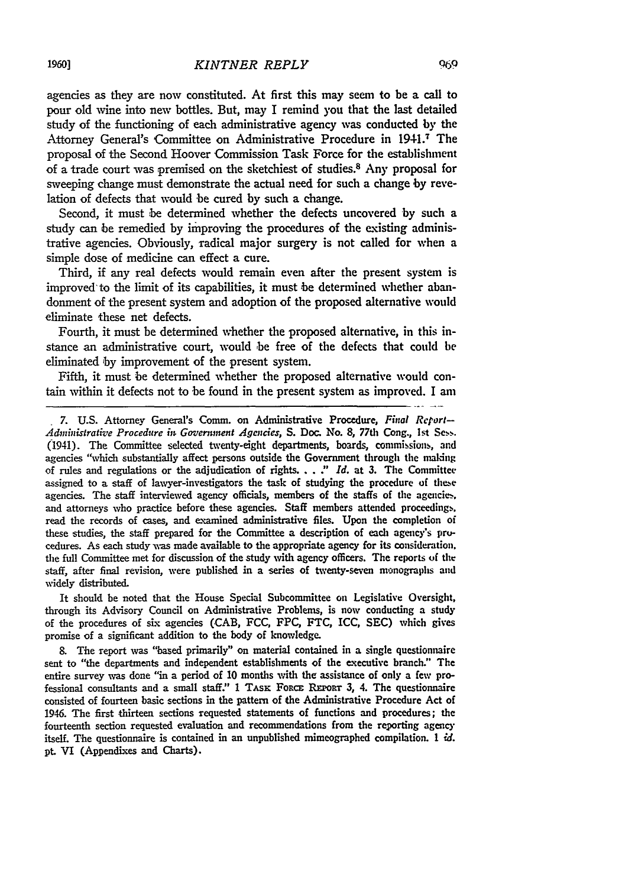agencies as they are now constituted. At first this may seem to be a call to pour old wine into new bottles. But, may I remind you that the last detailed study of the functioning of each administrative agency was conducted by the Attorney General's Committee on Administrative Procedure in 1941.[7] The proposal of the Second Hoover Commission Task Force for the establishment of a trade court was premised on the sketchiest of studies.[8] Any proposal for sweeping change must demonstrate the actual need for such a change by revelation of defects that would be cured by such a change.

Second, it must be determined whether the defects uncovered by such a study can be remedied by improving the procedures of the existing administrative agencies. Obviously, radical major surgery is not called for when a simple dose of medicine can effect a cure.

Third, if any real defects would remain even after the present system is improved to the limit of its capabilities, it must be determined whether abandonment of the present system and adoption of the proposed alternative would eliminate these net defects.

Fourth, it must be determined whether the proposed alternative, in this instance an administrative court, would be free of the defects that could be eliminated by improvement of the present system.

Fifth, it must be determined whether the proposed alternative would contain within it defects not to be found in the present system as improved. I am

---

7. U.S. Attorney General's Comm. on Administrative Procedure, *Final Report—Administrative Procedure in Government Agencies*, S. Doc. No. 8, 77th Cong., 1st Sess. (1941). The Committee selected twenty-eight departments, boards, commissions, and agencies "which substantially affect persons outside the Government through the making of rules and regulations or the adjudication of rights. . . ." *Id.* at 3. The Committee assigned to a staff of lawyer-investigators the task of studying the procedure of these agencies. The staff interviewed agency officials, members of the staffs of the agencies, and attorneys who practice before these agencies. Staff members attended proceedings, read the records of cases, and examined administrative files. Upon the completion of these studies, the staff prepared for the Committee a description of each agency's procedures. As each study was made available to the appropriate agency for its consideration, the full Committee met for discussion of the study with agency officers. The reports of the staff, after final revision, were published in a series of twenty-seven monographs and widely distributed.

It should be noted that the House Special Subcommittee on Legislative Oversight, through its Advisory Council on Administrative Problems, is now conducting a study of the procedures of six agencies (CAB, FCC, FPC, FTC, ICC, SEC) which gives promise of a significant addition to the body of knowledge.

8. The report was "based primarily" on material contained in a single questionnaire sent to "the departments and independent establishments of the executive branch." The entire survey was done "in a period of 10 months with the assistance of only a few professional consultants and a small staff." 1 TASK FORCE REPORT 3, 4. The questionnaire consisted of fourteen basic sections in the pattern of the Administrative Procedure Act of 1946. The first thirteen sections requested statements of functions and procedures; the fourteenth section requested evaluation and recommendations from the reporting agency itself. The questionnaire is contained in an unpublished mimeographed compilation. 1 *id.* pt. VI (Appendixes and Charts).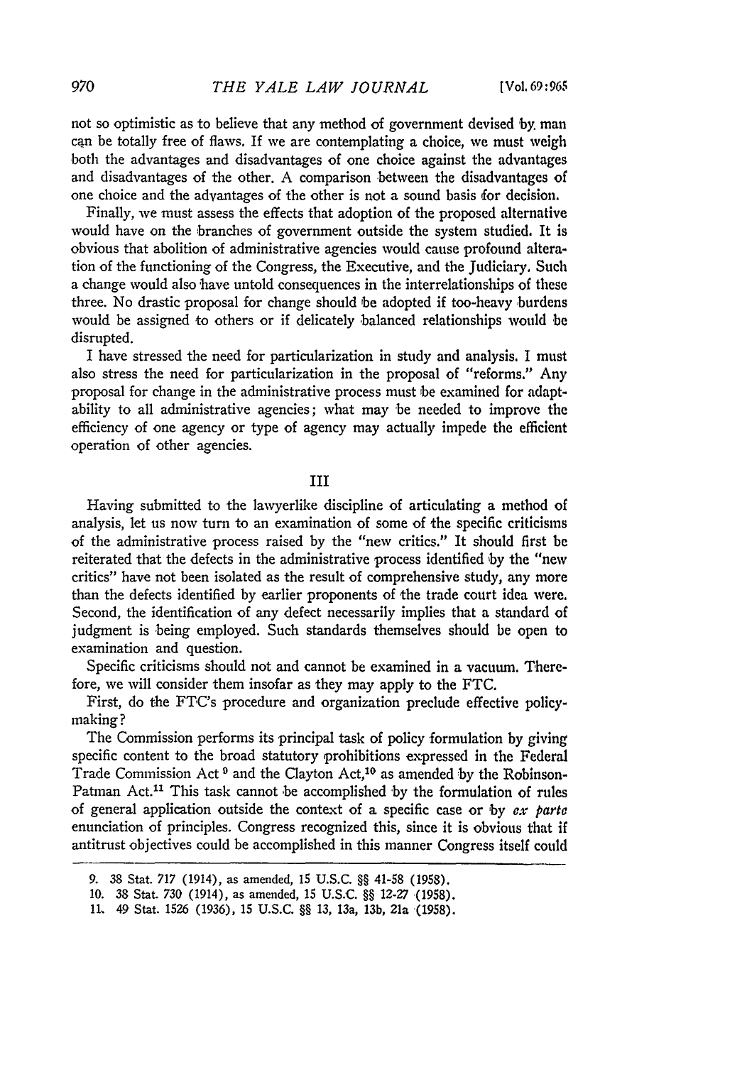not so optimistic as to believe that any method of government devised by man can be totally free of flaws. If we are contemplating a choice, we must weigh both the advantages and disadvantages of one choice against the advantages and disadvantages of the other. A comparison between the disadvantages of one choice and the advantages of the other is not a sound basis for decision.

Finally, we must assess the effects that adoption of the proposed alternative would have on the branches of government outside the system studied. It is obvious that abolition of administrative agencies would cause profound alteration of the functioning of the Congress, the Executive, and the Judiciary. Such a change would also have untold consequences in the interrelationships of these three. No drastic proposal for change should be adopted if too-heavy burdens would be assigned to others or if delicately balanced relationships would be disrupted.

I have stressed the need for particularization in study and analysis. I must also stress the need for particularization in the proposal of "reforms." Any proposal for change in the administrative process must be examined for adaptability to all administrative agencies; what may be needed to improve the efficiency of one agency or type of agency may actually impede the efficient operation of other agencies.

## III

Having submitted to the lawyerlike discipline of articulating a method of analysis, let us now turn to an examination of some of the specific criticisms of the administrative process raised by the "new critics." It should first be reiterated that the defects in the administrative process identified by the "new critics" have not been isolated as the result of comprehensive study, any more than the defects identified by earlier proponents of the trade court idea were. Second, the identification of any defect necessarily implies that a standard of judgment is being employed. Such standards themselves should be open to examination and question.

Specific criticisms should not and cannot be examined in a vacuum. Therefore, we will consider them insofar as they may apply to the FTC.

First, do the FTC's procedure and organization preclude effective policy-making?

The Commission performs its principal task of policy formulation by giving specific content to the broad statutory prohibitions expressed in the Federal Trade Commission Act [9] and the Clayton Act,[10] as amended by the Robinson-Patman Act.[11] This task cannot be accomplished by the formulation of rules of general application outside the context of a specific case or by *ex parte* enunciation of principles. Congress recognized this, since it is obvious that if antitrust objectives could be accomplished in this manner Congress itself could

---

9. 38 Stat. 717 (1914), as amended, 15 U.S.C. §§ 41-58 (1958).

10. 38 Stat. 730 (1914), as amended, 15 U.S.C. §§ 12-27 (1958).

11. 49 Stat. 1526 (1936), 15 U.S.C. §§ 13, 13a, 13b, 21a (1958).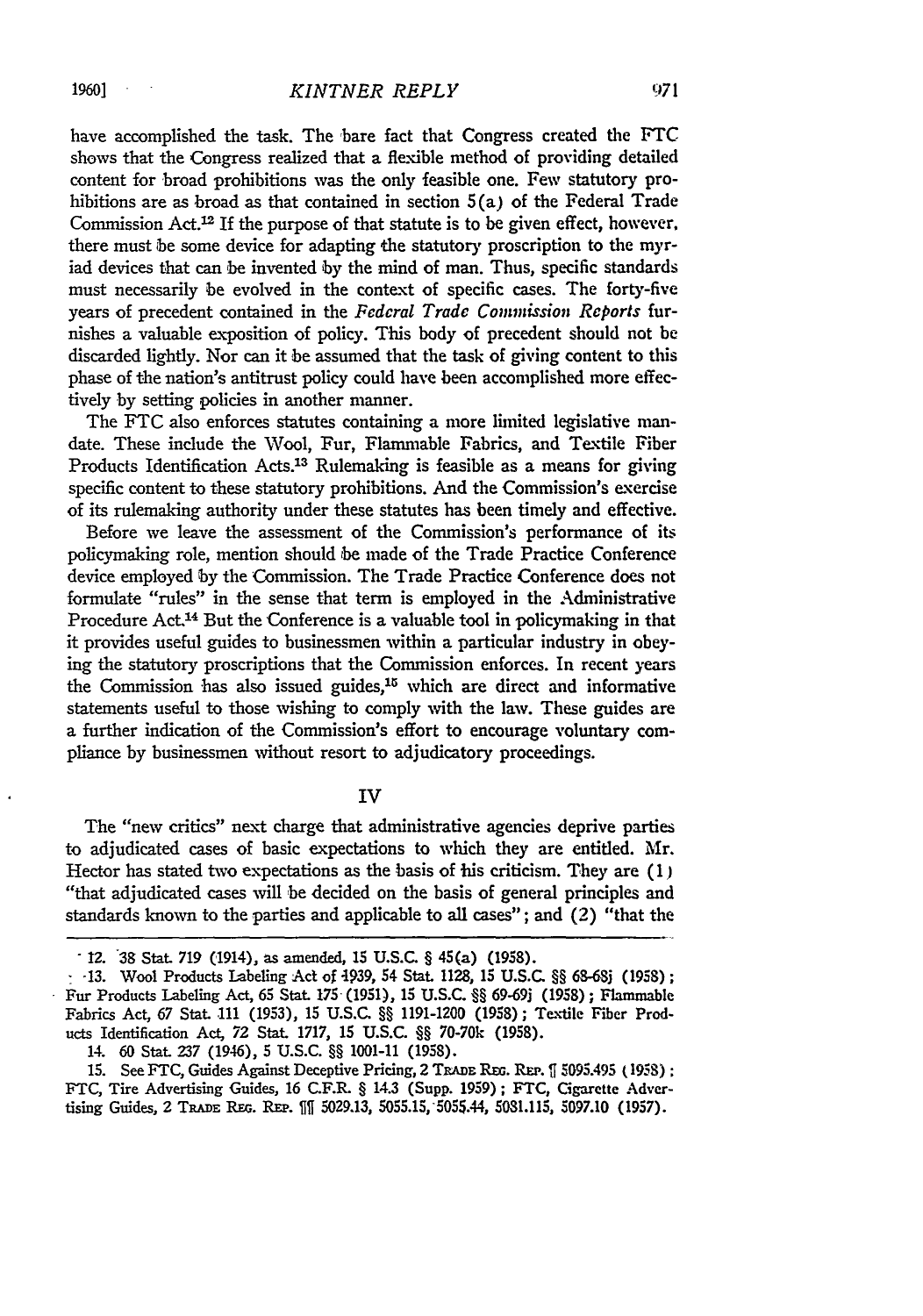have accomplished the task. The bare fact that Congress created the FTC shows that the Congress realized that a flexible method of providing detailed content for broad prohibitions was the only feasible one. Few statutory prohibitions are as broad as that contained in section 5(a) of the Federal Trade Commission Act.[12] If the purpose of that statute is to be given effect, however, there must be some device for adapting the statutory proscription to the myriad devices that can be invented by the mind of man. Thus, specific standards must necessarily be evolved in the context of specific cases. The forty-five years of precedent contained in the *Federal Trade Commission Reports* furnishes a valuable exposition of policy. This body of precedent should not be discarded lightly. Nor can it be assumed that the task of giving content to this phase of the nation's antitrust policy could have been accomplished more effectively by setting policies in another manner.

The FTC also enforces statutes containing a more limited legislative mandate. These include the Wool, Fur, Flammable Fabrics, and Textile Fiber Products Identification Acts.[13] Rulemaking is feasible as a means for giving specific content to these statutory prohibitions. And the Commission's exercise of its rulemaking authority under these statutes has been timely and effective.

Before we leave the assessment of the Commission's performance of its policymaking role, mention should be made of the Trade Practice Conference device employed by the Commission. The Trade Practice Conference does not formulate "rules" in the sense that term is employed in the Administrative Procedure Act.[14] But the Conference is a valuable tool in policymaking in that it provides useful guides to businessmen within a particular industry in obeying the statutory proscriptions that the Commission enforces. In recent years the Commission has also issued guides,[15] which are direct and informative statements useful to those wishing to comply with the law. These guides are a further indication of the Commission's effort to encourage voluntary compliance by businessmen without resort to adjudicatory proceedings.

## IV

The "new critics" next charge that administrative agencies deprive parties to adjudicated cases of basic expectations to which they are entitled. Mr. Hector has stated two expectations as the basis of his criticism. They are (1) "that adjudicated cases will be decided on the basis of general principles and standards known to the parties and applicable to all cases"; and (2) "that the

---

12. 38 Stat. 719 (1914), as amended, 15 U.S.C. § 45(a) (1958).

13. Wool Products Labeling Act of 1939, 54 Stat. 1128, 15 U.S.C. §§ 68-68j (1958); Fur Products Labeling Act, 65 Stat. 175 (1951), 15 U.S.C. §§ 69-69j (1958); Flammable Fabrics Act, 67 Stat. 111 (1953), 15 U.S.C. §§ 1191-1200 (1958); Textile Fiber Products Identification Act, 72 Stat. 1717, 15 U.S.C. §§ 70-70k (1958).

14. 60 Stat. 237 (1946), 5 U.S.C. §§ 1001-11 (1958).

15. See FTC, Guides Against Deceptive Pricing, 2 TRADE REG. REP. ¶ 5095.495 (1958); FTC, Tire Advertising Guides, 16 C.F.R. § 14.3 (Supp. 1959); FTC, Cigarette Advertising Guides, 2 TRADE REG. REP. ¶¶ 5029.13, 5055.15, 5055.44, 5081.115, 5097.10 (1957).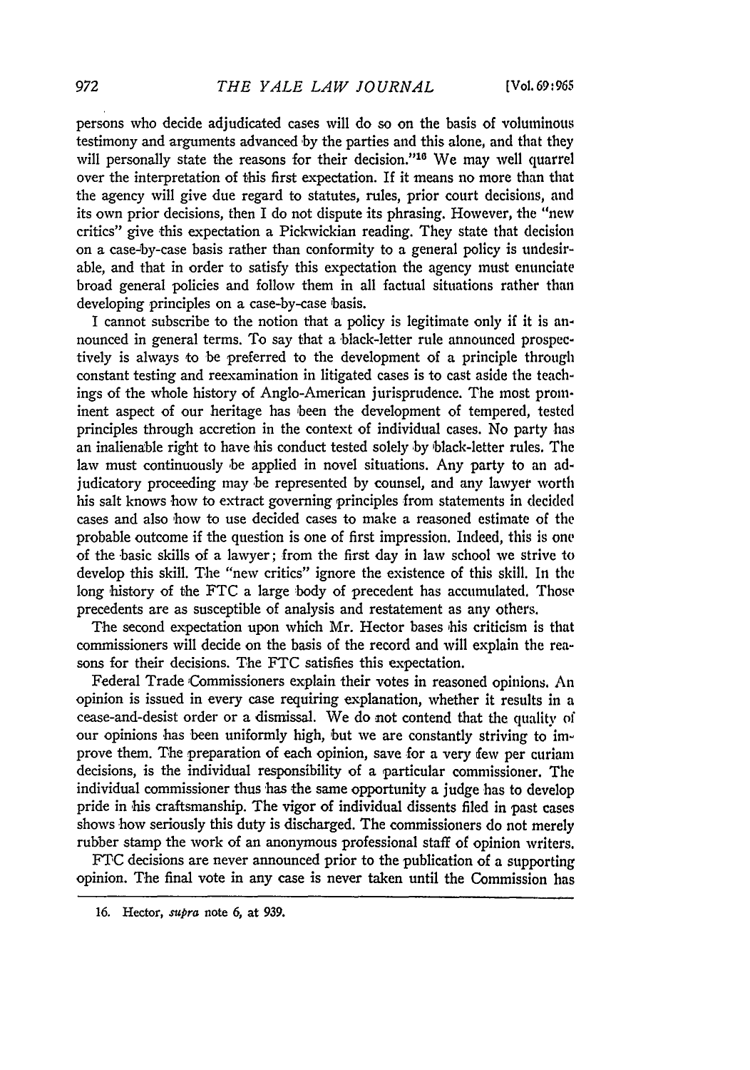persons who decide adjudicated cases will do so on the basis of voluminous testimony and arguments advanced by the parties and this alone, and that they will personally state the reasons for their decision."[16] We may well quarrel over the interpretation of this first expectation. If it means no more than that the agency will give due regard to statutes, rules, prior court decisions, and its own prior decisions, then I do not dispute its phrasing. However, the "new critics" give this expectation a Pickwickian reading. They state that decision on a case-by-case basis rather than conformity to a general policy is undesirable, and that in order to satisfy this expectation the agency must enunciate broad general policies and follow them in all factual situations rather than developing principles on a case-by-case basis.

I cannot subscribe to the notion that a policy is legitimate only if it is announced in general terms. To say that a black-letter rule announced prospectively is always to be preferred to the development of a principle through constant testing and reexamination in litigated cases is to cast aside the teachings of the whole history of Anglo-American jurisprudence. The most prominent aspect of our heritage has been the development of tempered, tested principles through accretion in the context of individual cases. No party has an inalienable right to have his conduct tested solely by black-letter rules. The law must continuously be applied in novel situations. Any party to an adjudicatory proceeding may be represented by counsel, and any lawyer worth his salt knows how to extract governing principles from statements in decided cases and also how to use decided cases to make a reasoned estimate of the probable outcome if the question is one of first impression. Indeed, this is one of the basic skills of a lawyer; from the first day in law school we strive to develop this skill. The "new critics" ignore the existence of this skill. In the long history of the FTC a large body of precedent has accumulated. Those precedents are as susceptible of analysis and restatement as any others.

The second expectation upon which Mr. Hector bases his criticism is that commissioners will decide on the basis of the record and will explain the reasons for their decisions. The FTC satisfies this expectation.

Federal Trade Commissioners explain their votes in reasoned opinions. An opinion is issued in every case requiring explanation, whether it results in a cease-and-desist order or a dismissal. We do not contend that the quality of our opinions has been uniformly high, but we are constantly striving to improve them. The preparation of each opinion, save for a very few per curiam decisions, is the individual responsibility of a particular commissioner. The individual commissioner thus has the same opportunity a judge has to develop pride in his craftsmanship. The vigor of individual dissents filed in past cases shows how seriously this duty is discharged. The commissioners do not merely rubber stamp the work of an anonymous professional staff of opinion writers.

FTC decisions are never announced prior to the publication of a supporting opinion. The final vote in any case is never taken until the Commission has

16. Hector, *supra* note 6, at 939.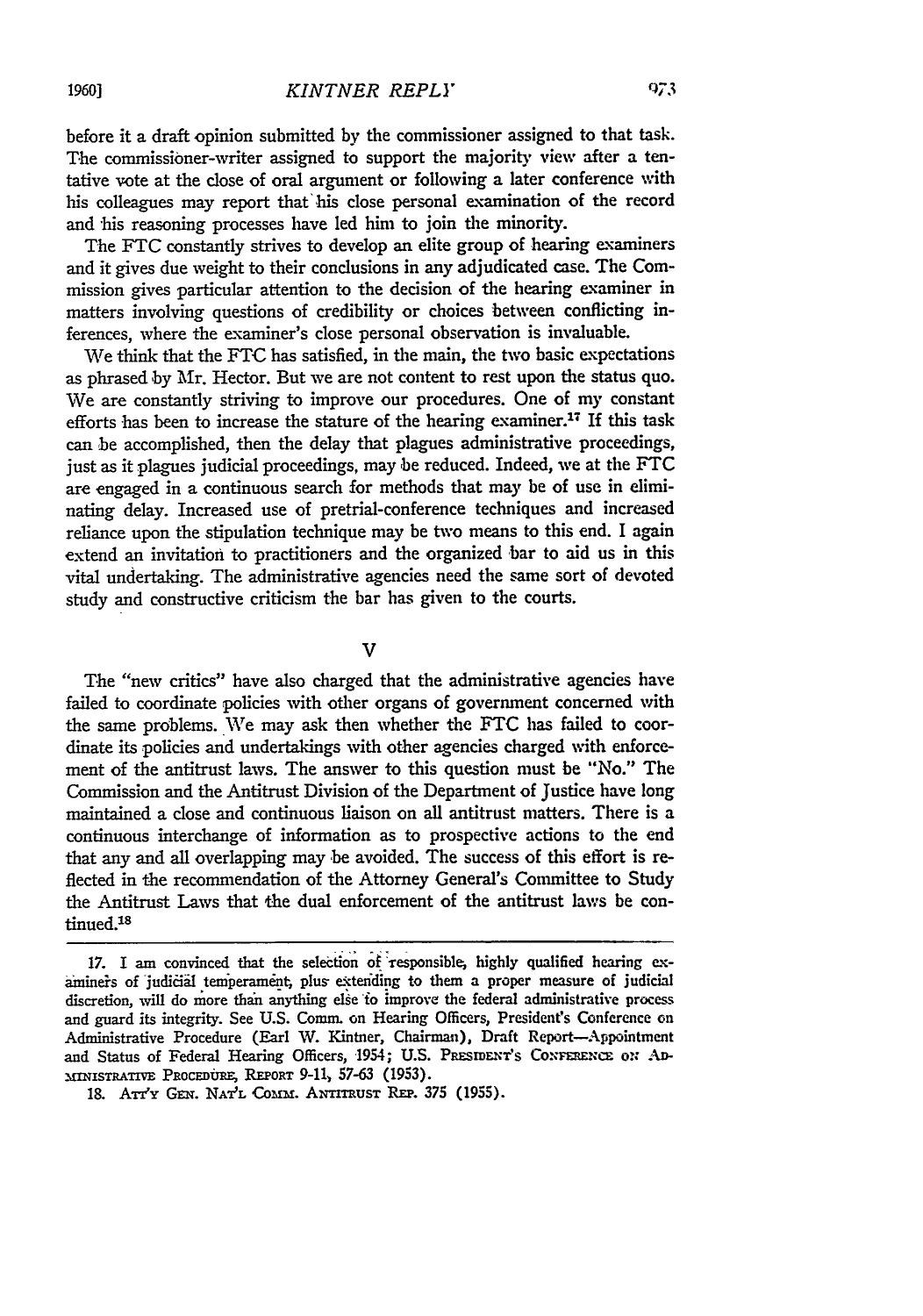before it a draft opinion submitted by the commissioner assigned to that task. The commissioner-writer assigned to support the majority view after a tentative vote at the close of oral argument or following a later conference with his colleagues may report that his close personal examination of the record and his reasoning processes have led him to join the minority.

The FTC constantly strives to develop an elite group of hearing examiners and it gives due weight to their conclusions in any adjudicated case. The Commission gives particular attention to the decision of the hearing examiner in matters involving questions of credibility or choices between conflicting inferences, where the examiner's close personal observation is invaluable.

We think that the FTC has satisfied, in the main, the two basic expectations as phrased by Mr. Hector. But we are not content to rest upon the status quo. We are constantly striving to improve our procedures. One of my constant efforts has been to increase the stature of the hearing examiner.[17] If this task can be accomplished, then the delay that plagues administrative proceedings, just as it plagues judicial proceedings, may be reduced. Indeed, we at the FTC are engaged in a continuous search for methods that may be of use in eliminating delay. Increased use of pretrial-conference techniques and increased reliance upon the stipulation technique may be two means to this end. I again extend an invitation to practitioners and the organized bar to aid us in this vital undertaking. The administrative agencies need the same sort of devoted study and constructive criticism the bar has given to the courts.

## V

The "new critics" have also charged that the administrative agencies have failed to coordinate policies with other organs of government concerned with the same problems. We may ask then whether the FTC has failed to coordinate its policies and undertakings with other agencies charged with enforcement of the antitrust laws. The answer to this question must be "No." The Commission and the Antitrust Division of the Department of Justice have long maintained a close and continuous liaison on all antitrust matters. There is a continuous interchange of information as to prospective actions to the end that any and all overlapping may be avoided. The success of this effort is reflected in the recommendation of the Attorney General's Committee to Study the Antitrust Laws that the dual enforcement of the antitrust laws be continued.[18]

---

17. I am convinced that the selection of responsible, highly qualified hearing examiners of judicial temperament, plus extending to them a proper measure of judicial discretion, will do more than anything else to improve the federal administrative process and guard its integrity. See U.S. Comm. on Hearing Officers, President's Conference on Administrative Procedure (Earl W. Kintner, Chairman), Draft Report—Appointment and Status of Federal Hearing Officers, 1954; U.S. PRESIDENT'S CONFERENCE ON ADMINISTRATIVE PROCEDURE, REPORT 9-11, 57-63 (1953).

18. ATT'Y GEN. NAT'L COMM. ANTITRUST REP. 375 (1955).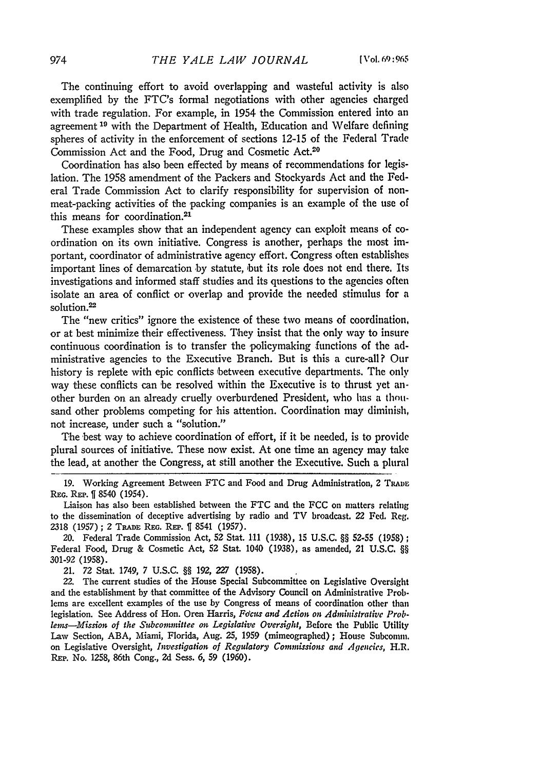The continuing effort to avoid overlapping and wasteful activity is also exemplified by the FTC's formal negotiations with other agencies charged with trade regulation. For example, in 1954 the Commission entered into an agreement [19] with the Department of Health, Education and Welfare defining spheres of activity in the enforcement of sections 12-15 of the Federal Trade Commission Act and the Food, Drug and Cosmetic Act.[20]

Coordination has also been effected by means of recommendations for legislation. The 1958 amendment of the Packers and Stockyards Act and the Federal Trade Commission Act to clarify responsibility for supervision of non-meat-packing activities of the packing companies is an example of the use of this means for coordination.[21]

These examples show that an independent agency can exploit means of coordination on its own initiative. Congress is another, perhaps the most important, coordinator of administrative agency effort. Congress often establishes important lines of demarcation by statute, but its role does not end there. Its investigations and informed staff studies and its questions to the agencies often isolate an area of conflict or overlap and provide the needed stimulus for a solution.[22]

The "new critics" ignore the existence of these two means of coordination, or at best minimize their effectiveness. They insist that the only way to insure continuous coordination is to transfer the policymaking functions of the administrative agencies to the Executive Branch. But is this a cure-all? Our history is replete with epic conflicts between executive departments. The only way these conflicts can be resolved within the Executive is to thrust yet another burden on an already cruelly overburdened President, who has a thousand other problems competing for his attention. Coordination may diminish, not increase, under such a "solution."

The best way to achieve coordination of effort, if it be needed, is to provide plural sources of initiative. These now exist. At one time an agency may take the lead, at another the Congress, at still another the Executive. Such a plural

---

19. Working Agreement Between FTC and Food and Drug Administration, 2 TRADE REG. REP. ¶ 8540 (1954).

Liaison has also been established between the FTC and the FCC on matters relating to the dissemination of deceptive advertising by radio and TV broadcast. 22 Fed. Reg. 2318 (1957); 2 TRADE REG. REP. ¶ 8541 (1957).

20. Federal Trade Commission Act, 52 Stat. 111 (1938), 15 U.S.C. §§ 52-55 (1958); Federal Food, Drug & Cosmetic Act, 52 Stat. 1040 (1938), as amended, 21 U.S.C. §§ 301-92 (1958).

21. 72 Stat. 1749, 7 U.S.C. §§ 192, 227 (1958).

22. The current studies of the House Special Subcommittee on Legislative Oversight and the establishment by that committee of the Advisory Council on Administrative Problems are excellent examples of the use by Congress of means of coordination other than legislation. See Address of Hon. Oren Harris, *Focus and Action on Administrative Problems—Mission of the Subcommittee on Legislative Oversight*, Before the Public Utility Law Section, ABA, Miami, Florida, Aug. 25, 1959 (mimeographed); House Subcomm. on Legislative Oversight, *Investigation of Regulatory Commissions and Agencies*, H.R. REP. No. 1258, 86th Cong., 2d Sess. 6, 59 (1960).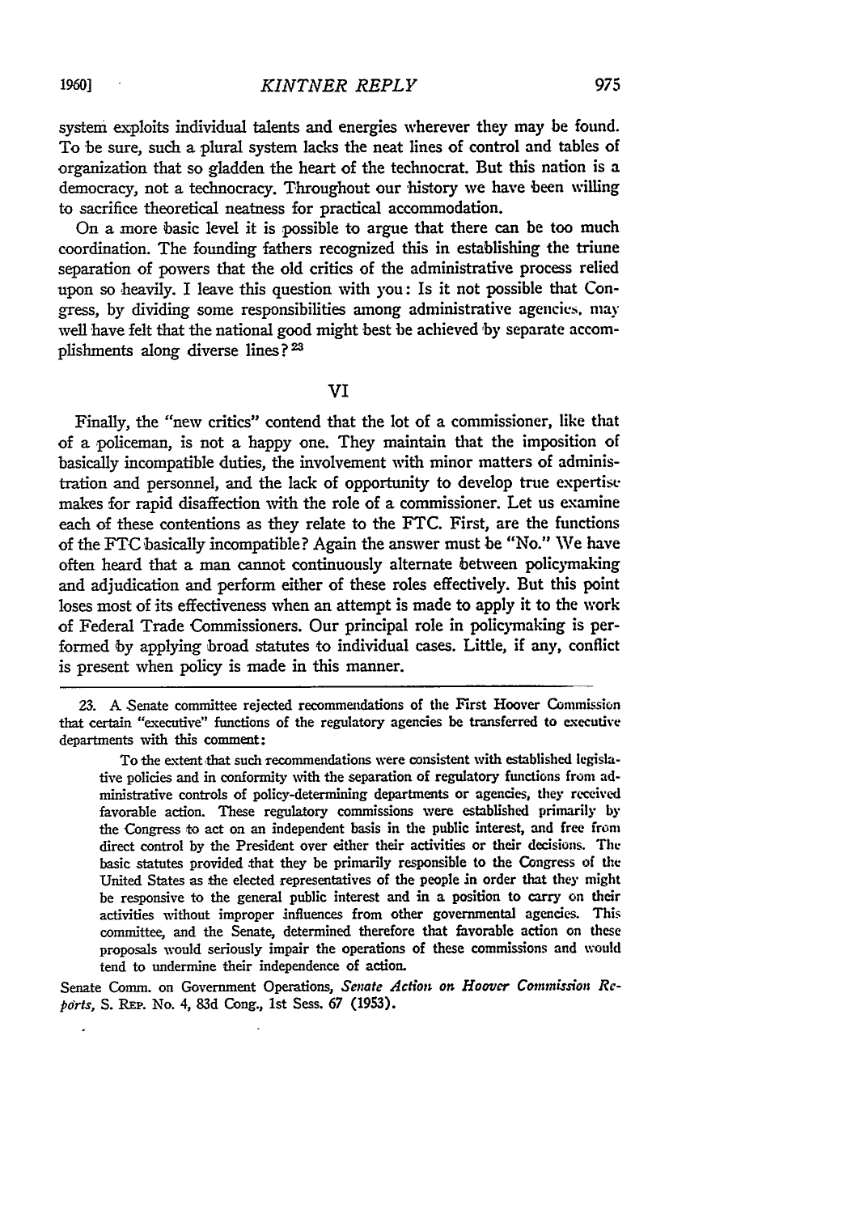system exploits individual talents and energies wherever they may be found. To be sure, such a plural system lacks the neat lines of control and tables of organization that so gladden the heart of the technocrat. But this nation is a democracy, not a technocracy. Throughout our history we have been willing to sacrifice theoretical neatness for practical accommodation.

On a more basic level it is possible to argue that there can be too much coordination. The founding fathers recognized this in establishing the triune separation of powers that the old critics of the administrative process relied upon so heavily. I leave this question with you: Is it not possible that Congress, by dividing some responsibilities among administrative agencies, may well have felt that the national good might best be achieved by separate accomplishments along diverse lines?[23]

## VI

Finally, the "new critics" contend that the lot of a commissioner, like that of a policeman, is not a happy one. They maintain that the imposition of basically incompatible duties, the involvement with minor matters of administration and personnel, and the lack of opportunity to develop true expertise makes for rapid disaffection with the role of a commissioner. Let us examine each of these contentions as they relate to the FTC. First, are the functions of the FTC basically incompatible? Again the answer must be "No." We have often heard that a man cannot continuously alternate between policymaking and adjudication and perform either of these roles effectively. But this point loses most of its effectiveness when an attempt is made to apply it to the work of Federal Trade Commissioners. Our principal role in policymaking is performed by applying broad statutes to individual cases. Little, if any, conflict is present when policy is made in this manner.

---

23. A Senate committee rejected recommendations of the First Hoover Commission that certain "executive" functions of the regulatory agencies be transferred to executive departments with this comment:

> To the extent that such recommendations were consistent with established legislative policies and in conformity with the separation of regulatory functions from administrative controls of policy-determining departments or agencies, they received favorable action. These regulatory commissions were established primarily by the Congress to act on an independent basis in the public interest, and free from direct control by the President over either their activities or their decisions. The basic statutes provided that they be primarily responsible to the Congress of the United States as the elected representatives of the people in order that they might be responsive to the general public interest and in a position to carry on their activities without improper influences from other governmental agencies. This committee, and the Senate, determined therefore that favorable action on these proposals would seriously impair the operations of these commissions and would tend to undermine their independence of action.

Senate Comm. on Government Operations, *Senate Action on Hoover Commission Reports*, S. Rep. No. 4, 83d Cong., 1st Sess. 67 (1953).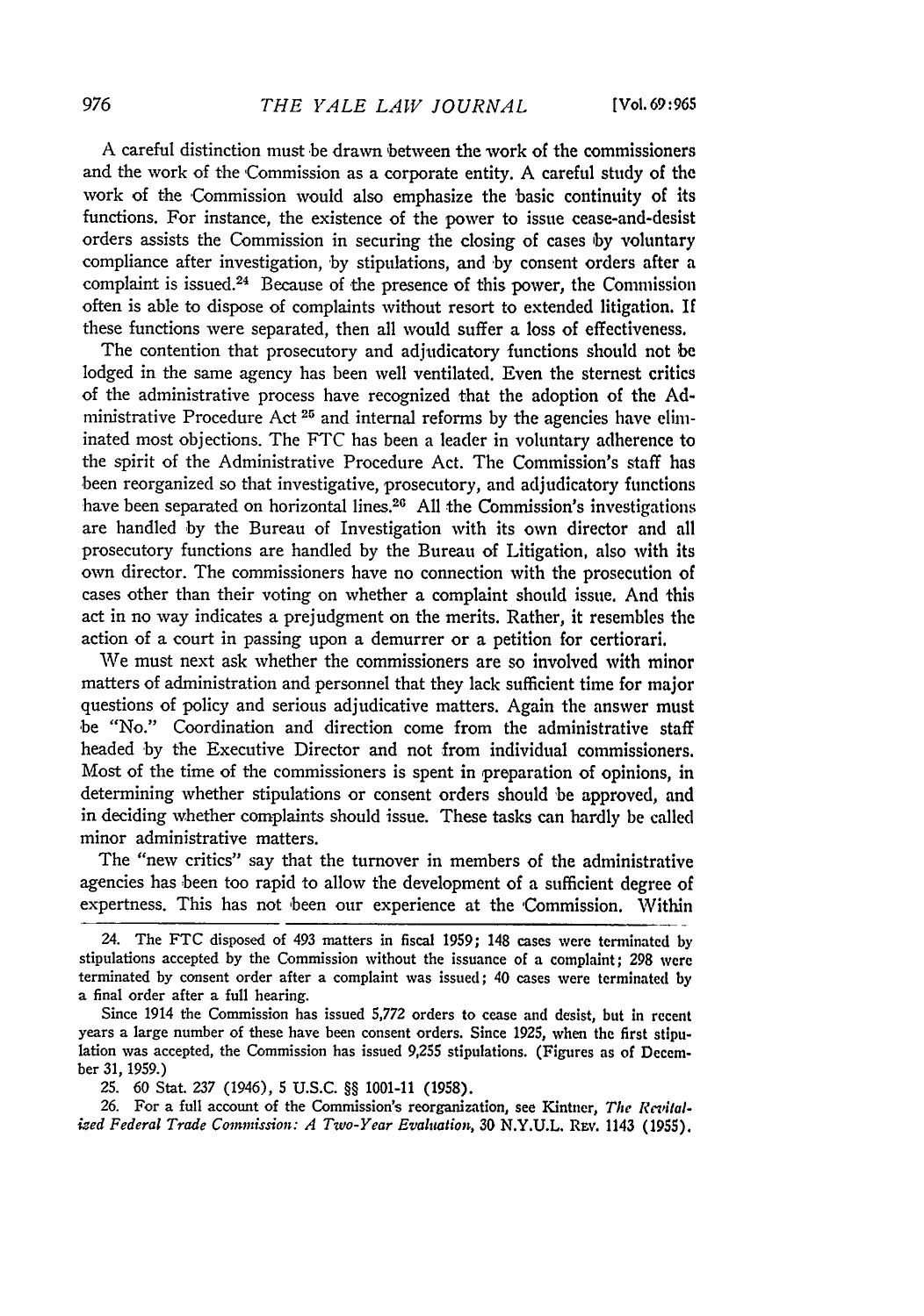A careful distinction must be drawn between the work of the commissioners and the work of the Commission as a corporate entity. A careful study of the work of the Commission would also emphasize the basic continuity of its functions. For instance, the existence of the power to issue cease-and-desist orders assists the Commission in securing the closing of cases by voluntary compliance after investigation, by stipulations, and by consent orders after a complaint is issued.[24] Because of the presence of this power, the Commission often is able to dispose of complaints without resort to extended litigation. If these functions were separated, then all would suffer a loss of effectiveness.

The contention that prosecutory and adjudicatory functions should not be lodged in the same agency has been well ventilated. Even the sternest critics of the administrative process have recognized that the adoption of the Administrative Procedure Act [25] and internal reforms by the agencies have eliminated most objections. The FTC has been a leader in voluntary adherence to the spirit of the Administrative Procedure Act. The Commission's staff has been reorganized so that investigative, prosecutory, and adjudicatory functions have been separated on horizontal lines.[26] All the Commission's investigations are handled by the Bureau of Investigation with its own director and all prosecutory functions are handled by the Bureau of Litigation, also with its own director. The commissioners have no connection with the prosecution of cases other than their voting on whether a complaint should issue. And this act in no way indicates a prejudgment on the merits. Rather, it resembles the action of a court in passing upon a demurrer or a petition for certiorari.

We must next ask whether the commissioners are so involved with minor matters of administration and personnel that they lack sufficient time for major questions of policy and serious adjudicative matters. Again the answer must be "No." Coordination and direction come from the administrative staff headed by the Executive Director and not from individual commissioners. Most of the time of the commissioners is spent in preparation of opinions, in determining whether stipulations or consent orders should be approved, and in deciding whether complaints should issue. These tasks can hardly be called minor administrative matters.

The "new critics" say that the turnover in members of the administrative agencies has been too rapid to allow the development of a sufficient degree of expertness. This has not been our experience at the Commission. Within

---

24. The FTC disposed of 493 matters in fiscal 1959; 148 cases were terminated by stipulations accepted by the Commission without the issuance of a complaint; 298 were terminated by consent order after a complaint was issued; 40 cases were terminated by a final order after a full hearing.

Since 1914 the Commission has issued 5,772 orders to cease and desist, but in recent years a large number of these have been consent orders. Since 1925, when the first stipulation was accepted, the Commission has issued 9,255 stipulations. (Figures as of December 31, 1959.)

25. 60 Stat. 237 (1946), 5 U.S.C. §§ 1001-11 (1958).

26. For a full account of the Commission's reorganization, see Kintner, *The Revitalized Federal Trade Commission: A Two-Year Evaluation*, 30 N.Y.U.L. Rev. 1143 (1955).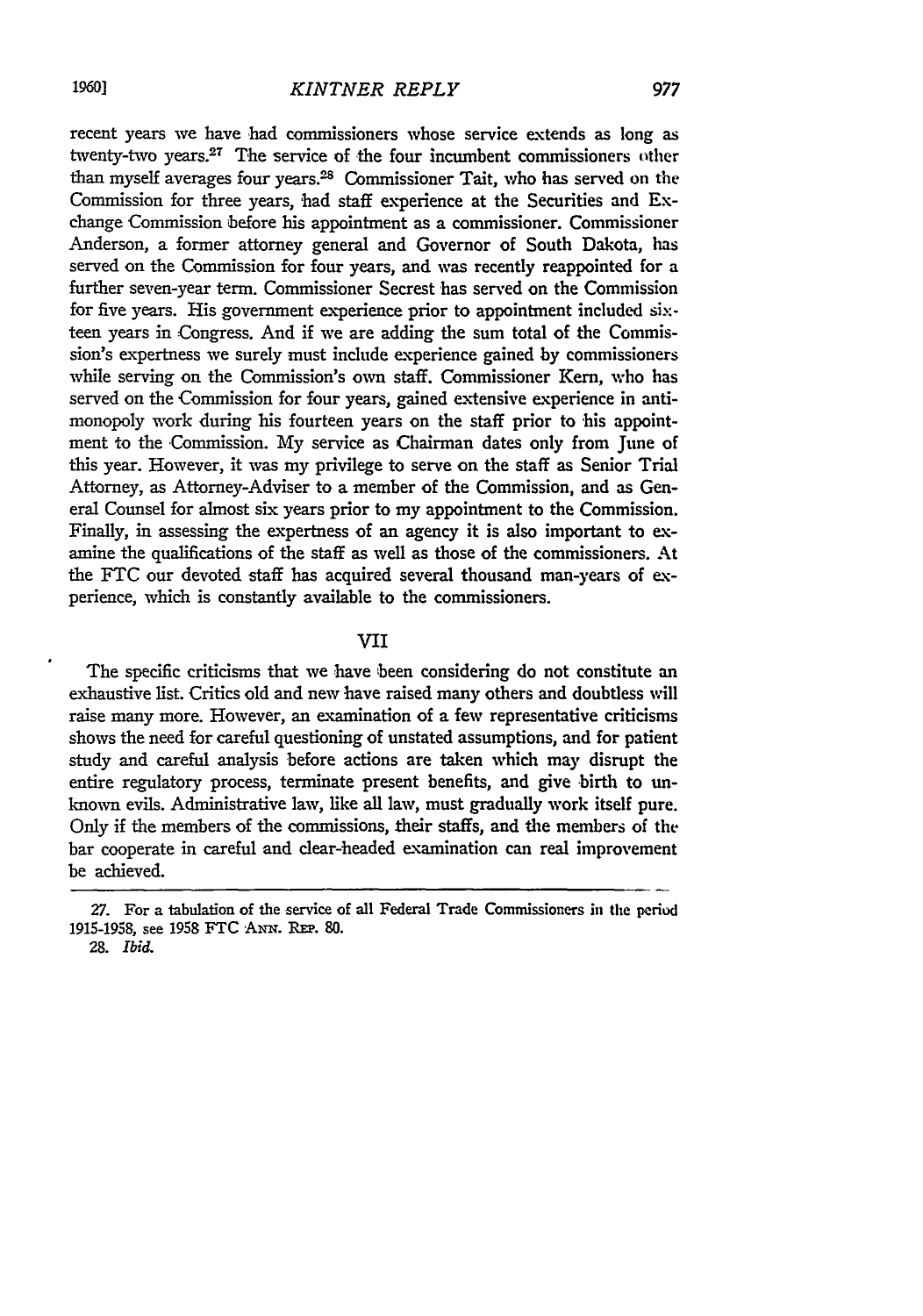recent years we have had commissioners whose service extends as long as twenty-two years.[27] The service of the four incumbent commissioners other than myself averages four years.[28] Commissioner Tait, who has served on the Commission for three years, had staff experience at the Securities and Exchange Commission before his appointment as a commissioner. Commissioner Anderson, a former attorney general and Governor of South Dakota, has served on the Commission for four years, and was recently reappointed for a further seven-year term. Commissioner Secrest has served on the Commission for five years. His government experience prior to appointment included sixteen years in Congress. And if we are adding the sum total of the Commission's expertness we surely must include experience gained by commissioners while serving on the Commission's own staff. Commissioner Kern, who has served on the Commission for four years, gained extensive experience in antimonopoly work during his fourteen years on the staff prior to his appointment to the Commission. My service as Chairman dates only from June of this year. However, it was my privilege to serve on the staff as Senior Trial Attorney, as Attorney-Adviser to a member of the Commission, and as General Counsel for almost six years prior to my appointment to the Commission. Finally, in assessing the expertness of an agency it is also important to examine the qualifications of the staff as well as those of the commissioners. At the FTC our devoted staff has acquired several thousand man-years of experience, which is constantly available to the commissioners.

## VII

The specific criticisms that we have been considering do not constitute an exhaustive list. Critics old and new have raised many others and doubtless will raise many more. However, an examination of a few representative criticisms shows the need for careful questioning of unstated assumptions, and for patient study and careful analysis before actions are taken which may disrupt the entire regulatory process, terminate present benefits, and give birth to unknown evils. Administrative law, like all law, must gradually work itself pure. Only if the members of the commissions, their staffs, and the members of the bar cooperate in careful and clear-headed examination can real improvement be achieved.

---

27. For a tabulation of the service of all Federal Trade Commissioners in the period 1915-1958, see 1958 FTC ANN. REP. 80.

28. *Ibid.*